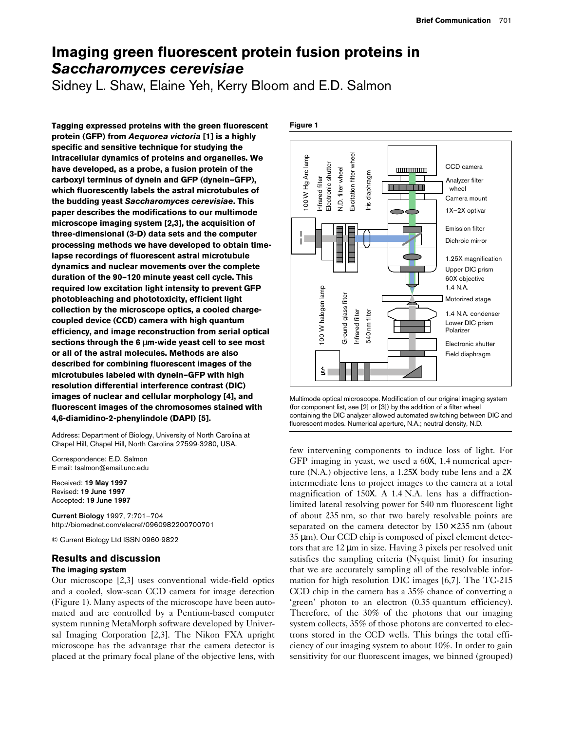# Imaging green fluorescent protein fusion proteins in *Saccharomyces cerevisiae*

Sidney L. Shaw, Elaine Yeh, Kerry Bloom and E.D. Salmon

**Tagging expressed proteins with the green fluorescent protein (GFP) from *Aequorea victoria* [1] is a highly specific and sensitive technique for studying the intracellular dynamics of proteins and organelles. We have developed, as a probe, a fusion protein of the carboxyl terminus of dynein and GFP (dynein–GFP), which fluorescently labels the astral microtubules of the budding yeast *Saccharomyces cerevisiae*. This paper describes the modifications to our multimode microscope imaging system [2,3], the acquisition of three-dimensional (3-D) data sets and the computer processing methods we have developed to obtain time-lapse recordings of fluorescent astral microtubule dynamics and nuclear movements over the complete duration of the 90–120 minute yeast cell cycle. This required low excitation light intensity to prevent GFP photobleaching and phototoxicity, efficient light collection by the microscope optics, a cooled charge-coupled device (CCD) camera with high quantum efficiency, and image reconstruction from serial optical sections through the 6 μm-wide yeast cell to see most or all of the astral molecules. Methods are also described for combining fluorescent images of the microtubules labeled with dynein–GFP with high resolution differential interference contrast (DIC) images of nuclear and cellular morphology [4], and fluorescent images of the chromosomes stained with 4,6-diamidino-2-phenylindole (DAPI) [5].**

Address: Department of Biology, University of North Carolina at Chapel Hill, Chapel Hill, North Carolina 27599-3280, USA.

Correspondence: E.D. Salmon
E-mail: tsalmon@email.unc.edu

Received: **19 May 1997**
Revised: **19 June 1997**
Accepted: **19 June 1997**

**Current Biology** 1997, 7:701–704
http://biomednet.com/elecref/0960982200700701

© Current Biology Ltd ISSN 0960-9822

## Results and discussion

### The imaging system

Our microscope [2,3] uses conventional wide-field optics and a cooled, slow-scan CCD camera for image detection (Figure 1). Many aspects of the microscope have been automated and are controlled by a Pentium-based computer system running MetaMorph software developed by Universal Imaging Corporation [2,3]. The Nikon FXA upright microscope has the advantage that the camera detector is placed at the primary focal plane of the objective lens, with few intervening components to induce loss of light. For GFP imaging in yeast, we used a 60X, 1.4 numerical aperture (N.A.) objective lens, a 1.25X body tube lens and a 2X intermediate lens to project images to the camera at a total magnification of 150X. A 1.4 N.A. lens has a diffraction-limited lateral resolving power for 540 nm fluorescent light of about 235 nm, so that two barely resolvable points are separated on the camera detector by 150 × 235 nm (about 35 μm). Our CCD chip is composed of pixel element detectors that are 12 μm in size. Having 3 pixels per resolved unit satisfies the sampling criteria (Nyquist limit) for insuring that we are accurately sampling all of the resolvable information for high resolution DIC images [6,7]. The TC-215 CCD chip in the camera has a 35% chance of converting a 'green' photon to an electron (0.35 quantum efficiency). Therefore, of the 30% of the photons that our imaging system collects, 35% of those photons are converted to electrons stored in the CCD wells. This brings the total efficiency of our imaging system to about 10%. In order to gain sensitivity for our fluorescent images, we binned (grouped)

**Figure 1**

Multimode optical microscope. Modification of our original imaging system (for component list, see [2] or [3]) by the addition of a filter wheel containing the DIC analyzer allowed automated switching between DIC and fluorescent modes. Numerical aperture, N.A.; neutral density, N.D.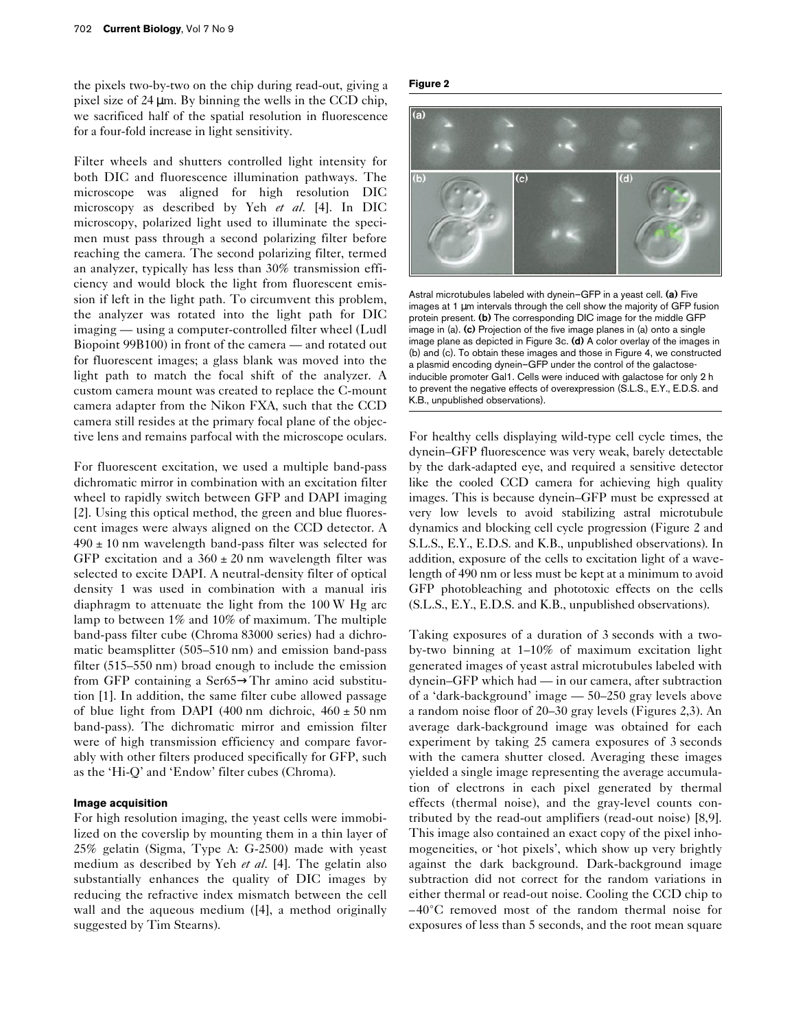the pixels two-by-two on the chip during read-out, giving a pixel size of 24 μm. By binning the wells in the CCD chip, we sacrificed half of the spatial resolution in fluorescence for a four-fold increase in light sensitivity.

Filter wheels and shutters controlled light intensity for both DIC and fluorescence illumination pathways. The microscope was aligned for high resolution DIC microscopy as described by Yeh *et al.* [4]. In DIC microscopy, polarized light used to illuminate the specimen must pass through a second polarizing filter before reaching the camera. The second polarizing filter, termed an analyzer, typically has less than 30% transmission efficiency and would block the light from fluorescent emission if left in the light path. To circumvent this problem, the analyzer was rotated into the light path for DIC imaging — using a computer-controlled filter wheel (Ludl Biopoint 99B100) in front of the camera — and rotated out for fluorescent images; a glass blank was moved into the light path to match the focal shift of the analyzer. A custom camera mount was created to replace the C-mount camera adapter from the Nikon FXA, such that the CCD camera still resides at the primary focal plane of the objective lens and remains parfocal with the microscope oculars.

For fluorescent excitation, we used a multiple band-pass dichromatic mirror in combination with an excitation filter wheel to rapidly switch between GFP and DAPI imaging [2]. Using this optical method, the green and blue fluorescent images were always aligned on the CCD detector. A 490 ± 10 nm wavelength band-pass filter was selected for GFP excitation and a 360 ± 20 nm wavelength filter was selected to excite DAPI. A neutral-density filter of optical density 1 was used in combination with a manual iris diaphragm to attenuate the light from the 100 W Hg arc lamp to between 1% and 10% of maximum. The multiple band-pass filter cube (Chroma 83000 series) had a dichromatic beamsplitter (505–510 nm) and emission band-pass filter (515–550 nm) broad enough to include the emission from GFP containing a Ser65→Thr amino acid substitution [1]. In addition, the same filter cube allowed passage of blue light from DAPI (400 nm dichroic, 460 ± 50 nm band-pass). The dichromatic mirror and emission filter were of high transmission efficiency and compare favorably with other filters produced specifically for GFP, such as the 'Hi-Q' and 'Endow' filter cubes (Chroma).

#### Image acquisition

For high resolution imaging, the yeast cells were immobilized on the coverslip by mounting them in a thin layer of 25% gelatin (Sigma, Type A: G-2500) made with yeast medium as described by Yeh *et al.* [4]. The gelatin also substantially enhances the quality of DIC images by reducing the refractive index mismatch between the cell wall and the aqueous medium ([4], a method originally suggested by Tim Stearns).

**Figure 2**

Astral microtubules labeled with dynein–GFP in a yeast cell. **(a)** Five images at 1 μm intervals through the cell show the majority of GFP fusion protein present. **(b)** The corresponding DIC image for the middle GFP image in (a). **(c)** Projection of the five image planes in (a) onto a single image plane as depicted in Figure 3c. **(d)** A color overlay of the images in (b) and (c). To obtain these images and those in Figure 4, we constructed a plasmid encoding dynein–GFP under the control of the galactose-inducible promoter Gal1. Cells were induced with galactose for only 2 h to prevent the negative effects of overexpression (S.L.S., E.Y., E.D.S. and K.B., unpublished observations).

For healthy cells displaying wild-type cell cycle times, the dynein–GFP fluorescence was very weak, barely detectable by the dark-adapted eye, and required a sensitive detector like the cooled CCD camera for achieving high quality images. This is because dynein–GFP must be expressed at very low levels to avoid stabilizing astral microtubule dynamics and blocking cell cycle progression (Figure 2 and S.L.S., E.Y., E.D.S. and K.B., unpublished observations). In addition, exposure of the cells to excitation light of a wavelength of 490 nm or less must be kept at a minimum to avoid GFP photobleaching and phototoxic effects on the cells (S.L.S., E.Y., E.D.S. and K.B., unpublished observations).

Taking exposures of a duration of 3 seconds with a two-by-two binning at 1–10% of maximum excitation light generated images of yeast astral microtubules labeled with dynein–GFP which had — in our camera, after subtraction of a 'dark-background' image — 50–250 gray levels above a random noise floor of 20–30 gray levels (Figures 2,3). An average dark-background image was obtained for each experiment by taking 25 camera exposures of 3 seconds with the camera shutter closed. Averaging these images yielded a single image representing the average accumulation of electrons in each pixel generated by thermal effects (thermal noise), and the gray-level counts contributed by the read-out amplifiers (read-out noise) [8,9]. This image also contained an exact copy of the pixel inhomogeneities, or 'hot pixels', which show up very brightly against the dark background. Dark-background image subtraction did not correct for the random variations in either thermal or read-out noise. Cooling the CCD chip to −40°C removed most of the random thermal noise for exposures of less than 5 seconds, and the root mean square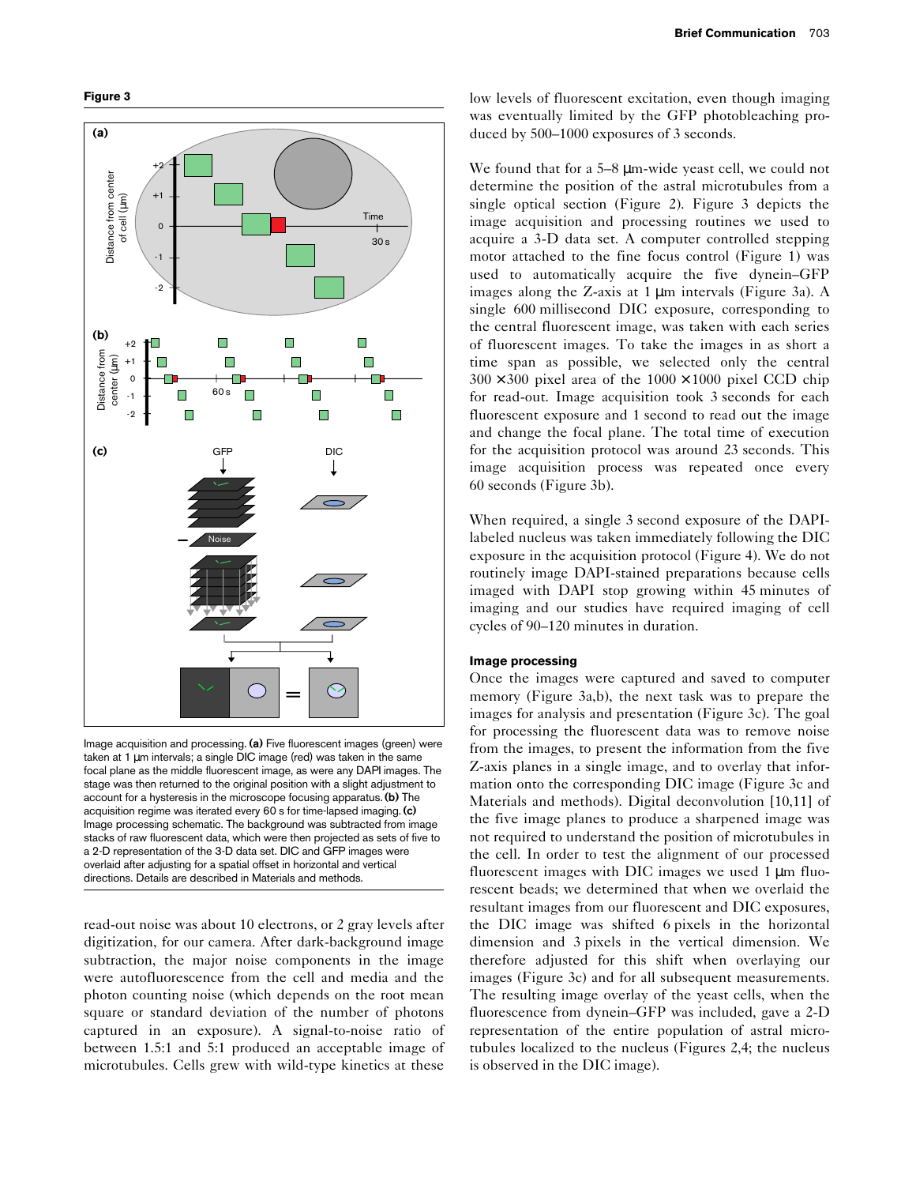**Figure 3**

Image acquisition and processing. **(a)** Five fluorescent images (green) were taken at 1 µm intervals; a single DIC image (red) was taken in the same focal plane as the middle fluorescent image, as were any DAPI images. The stage was then returned to the original position with a slight adjustment to account for a hysteresis in the microscope focusing apparatus. **(b)** The acquisition regime was iterated every 60 s for time-lapsed imaging. **(c)** Image processing schematic. The background was subtracted from image stacks of raw fluorescent data, which were then projected as sets of five to a 2-D representation of the 3-D data set. DIC and GFP images were overlaid after adjusting for a spatial offset in horizontal and vertical directions. Details are described in Materials and methods.

read-out noise was about 10 electrons, or 2 gray levels after digitization, for our camera. After dark-background image subtraction, the major noise components in the image were autofluorescence from the cell and media and the photon counting noise (which depends on the root mean square or standard deviation of the number of photons captured in an exposure). A signal-to-noise ratio of between 1.5:1 and 5:1 produced an acceptable image of microtubules. Cells grew with wild-type kinetics at these low levels of fluorescent excitation, even though imaging was eventually limited by the GFP photobleaching produced by 500–1000 exposures of 3 seconds.

We found that for a 5–8 µm-wide yeast cell, we could not determine the position of the astral microtubules from a single optical section (Figure 2). Figure 3 depicts the image acquisition and processing routines we used to acquire a 3-D data set. A computer controlled stepping motor attached to the fine focus control (Figure 1) was used to automatically acquire the five dynein–GFP images along the Z-axis at 1 µm intervals (Figure 3a). A single 600 millisecond DIC exposure, corresponding to the central fluorescent image, was taken with each series of fluorescent images. To take the images in as short a time span as possible, we selected only the central $300 \times 300$ pixel area of the $1000 \times 1000$ pixel CCD chip for read-out. Image acquisition took 3 seconds for each fluorescent exposure and 1 second to read out the image and change the focal plane. The total time of execution for the acquisition protocol was around 23 seconds. This image acquisition process was repeated once every 60 seconds (Figure 3b).

When required, a single 3 second exposure of the DAPI-labeled nucleus was taken immediately following the DIC exposure in the acquisition protocol (Figure 4). We do not routinely image DAPI-stained preparations because cells imaged with DAPI stop growing within 45 minutes of imaging and our studies have required imaging of cell cycles of 90–120 minutes in duration.

### Image processing

Once the images were captured and saved to computer memory (Figure 3a,b), the next task was to prepare the images for analysis and presentation (Figure 3c). The goal for processing the fluorescent data was to remove noise from the images, to present the information from the five Z-axis planes in a single image, and to overlay that information onto the corresponding DIC image (Figure 3c and Materials and methods). Digital deconvolution [10,11] of the five image planes to produce a sharpened image was not required to understand the position of microtubules in the cell. In order to test the alignment of our processed fluorescent images with DIC images we used 1 µm fluorescent beads; we determined that when we overlaid the resultant images from our fluorescent and DIC exposures, the DIC image was shifted 6 pixels in the horizontal dimension and 3 pixels in the vertical dimension. We therefore adjusted for this shift when overlaying our images (Figure 3c) and for all subsequent measurements. The resulting image overlay of the yeast cells, when the fluorescence from dynein–GFP was included, gave a 2-D representation of the entire population of astral microtubules localized to the nucleus (Figures 2,4; the nucleus is observed in the DIC image).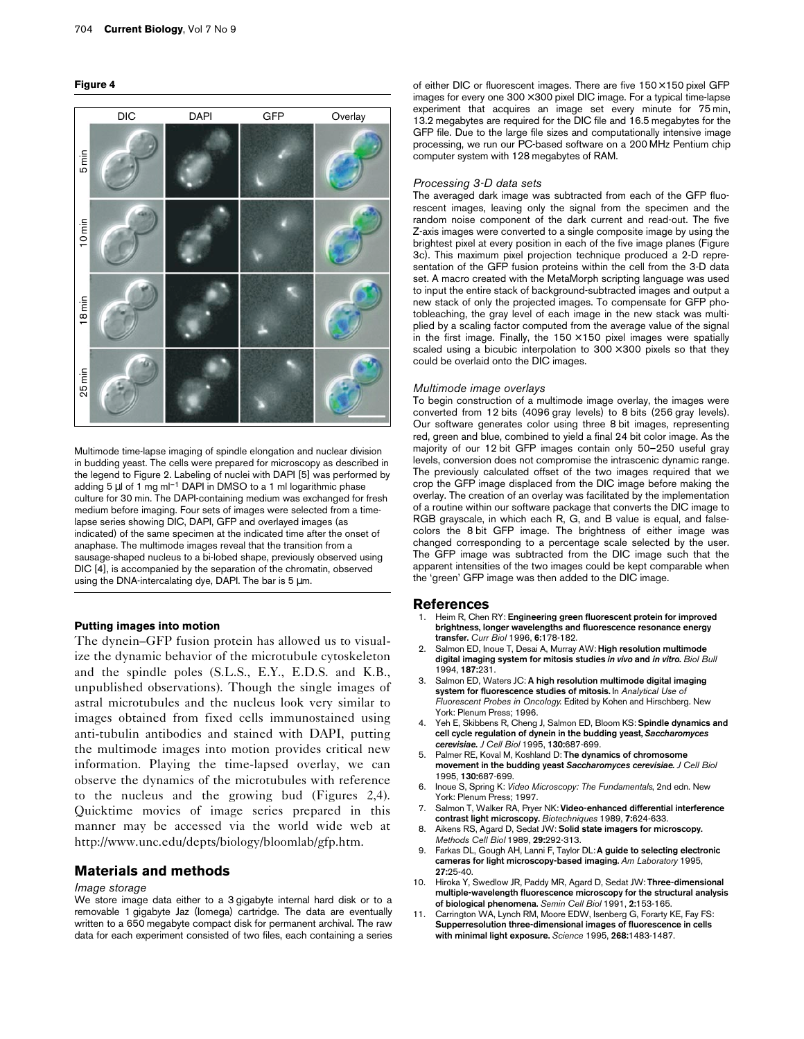**Figure 4**

DIC DAPI GFP Overlay

5 min

10 min

18 min

25 min

Multimode time-lapse imaging of spindle elongation and nuclear division in budding yeast. The cells were prepared for microscopy as described in the legend to Figure 2. Labeling of nuclei with DAPI [5] was performed by adding 5 μl of 1 mg ml$^{-1}$ DAPI in DMSO to a 1 ml logarithmic phase culture for 30 min. The DAPI-containing medium was exchanged for fresh medium before imaging. Four sets of images were selected from a time-lapse series showing DIC, DAPI, GFP and overlayed images (as indicated) of the same specimen at the indicated time after the onset of anaphase. The multimode images reveal that the transition from a sausage-shaped nucleus to a bi-lobed shape, previously observed using DIC [4], is accompanied by the separation of the chromatin, observed using the DNA-intercalating dye, DAPI. The bar is 5 μm.

#### Putting images into motion

The dynein–GFP fusion protein has allowed us to visualize the dynamic behavior of the microtubule cytoskeleton and the spindle poles (S.L.S., E.Y., E.D.S. and K.B., unpublished observations). Though the single images of astral microtubules and the nucleus look very similar to images obtained from fixed cells immunostained using anti-tubulin antibodies and stained with DAPI, putting the multimode images into motion provides critical new information. Playing the time-lapsed overlay, we can observe the dynamics of the microtubules with reference to the nucleus and the growing bud (Figures 2,4). Quicktime movies of image series prepared in this manner may be accessed via the world wide web at http://www.unc.edu/depts/biology/bloomlab/gfp.htm.

## Materials and methods

### *Image storage*

We store image data either to a 3 gigabyte internal hard disk or to a removable 1 gigabyte Jaz (Iomega) cartridge. The data are eventually written to a 650 megabyte compact disk for permanent archival. The raw data for each experiment consisted of two files, each containing a series of either DIC or fluorescent images. There are five 150 × 150 pixel GFP images for every one 300 × 300 pixel DIC image. For a typical time-lapse experiment that acquires an image set every minute for 75 min, 13.2 megabytes are required for the DIC file and 16.5 megabytes for the GFP file. Due to the large file sizes and computationally intensive image processing, we run our PC-based software on a 200 MHz Pentium chip computer system with 128 megabytes of RAM.

### *Processing 3-D data sets*

The averaged dark image was subtracted from each of the GFP fluorescent images, leaving only the signal from the specimen and the random noise component of the dark current and read-out. The five Z-axis images were converted to a single composite image by using the brightest pixel at every position in each of the five image planes (Figure 3c). This maximum pixel projection technique produced a 2-D representation of the GFP fusion proteins within the cell from the 3-D data set. A macro created with the MetaMorph scripting language was used to input the entire stack of background-subtracted images and output a new stack of only the projected images. To compensate for GFP photobleaching, the gray level of each image in the new stack was multiplied by a scaling factor computed from the average value of the signal in the first image. Finally, the 150 × 150 pixel images were spatially scaled using a bicubic interpolation to 300 × 300 pixels so that they could be overlaid onto the DIC images.

### *Multimode image overlays*

To begin construction of a multimode image overlay, the images were converted from 12 bits (4096 gray levels) to 8 bits (256 gray levels). Our software generates color using three 8 bit images, representing red, green and blue, combined to yield a final 24 bit color image. As the majority of our 12 bit GFP images contain only 50–250 useful gray levels, conversion does not compromise the intrascenic dynamic range. The previously calculated offset of the two images required that we crop the GFP image displaced from the DIC image before making the overlay. The creation of an overlay was facilitated by the implementation of a routine within our software package that converts the DIC image to RGB grayscale, in which each R, G, and B value is equal, and false-colors the 8 bit GFP image. The brightness of either image was changed corresponding to a percentage scale selected by the user. The GFP image was subtracted from the DIC image such that the apparent intensities of the two images could be kept comparable when the 'green' GFP image was then added to the DIC image.

## References

1. Heim R, Chen RY: **Engineering green fluorescent protein for improved brightness, longer wavelengths and fluorescence resonance energy transfer.** *Curr Biol* 1996, **6:**178-182.
2. Salmon ED, Inoue T, Desai A, Murray AW: **High resolution multimode digital imaging system for mitosis studies *in vivo* and *in vitro*.** *Biol Bull* 1994, **187:**231.
3. Salmon ED, Waters JC: **A high resolution multimode digital imaging system for fluorescence studies of mitosis.** In *Analytical Use of Fluorescent Probes in Oncology*. Edited by Kohen and Hirschberg. New York: Plenum Press; 1996.
4. Yeh E, Skibbens R, Cheng J, Salmon ED, Bloom KS: **Spindle dynamics and cell cycle regulation of dynein in the budding yeast, *Saccharomyces cerevisiae*.** *J Cell Biol* 1995, **130:**687-699.
5. Palmer RE, Koval M, Koshland D: **The dynamics of chromosome movement in the budding yeast *Saccharomyces cerevisiae*.** *J Cell Biol* 1995, **130:**687-699.
6. Inoue S, Spring K: *Video Microscopy: The Fundamentals*, 2nd edn. New York: Plenum Press; 1997.
7. Salmon T, Walker RA, Pryer NK: **Video-enhanced differential interference contrast light microscopy.** *Biotechniques* 1989, **7:**624-633.
8. Aikens RS, Agard D, Sedat JW: **Solid state imagers for microscopy.** *Methods Cell Biol* 1989, **29:**292-313.
9. Farkas DL, Gough AH, Lanni F, Taylor DL: **A guide to selecting electronic cameras for light microscopy-based imaging.** *Am Laboratory* 1995, **27:**25-40.
10. Hiroka Y, Swedlow JR, Paddy MR, Agard D, Sedat JW: **Three-dimensional multiple-wavelength fluorescence microscopy for the structural analysis of biological phenomena.** *Semin Cell Biol* 1991, **2:**153-165.
11. Carrington WA, Lynch RM, Moore EDW, Isenberg G, Forarty KE, Fay FS: **Supperresolution three-dimensional images of fluorescence in cells with minimal light exposure.** *Science* 1995, **268:**1483-1487.